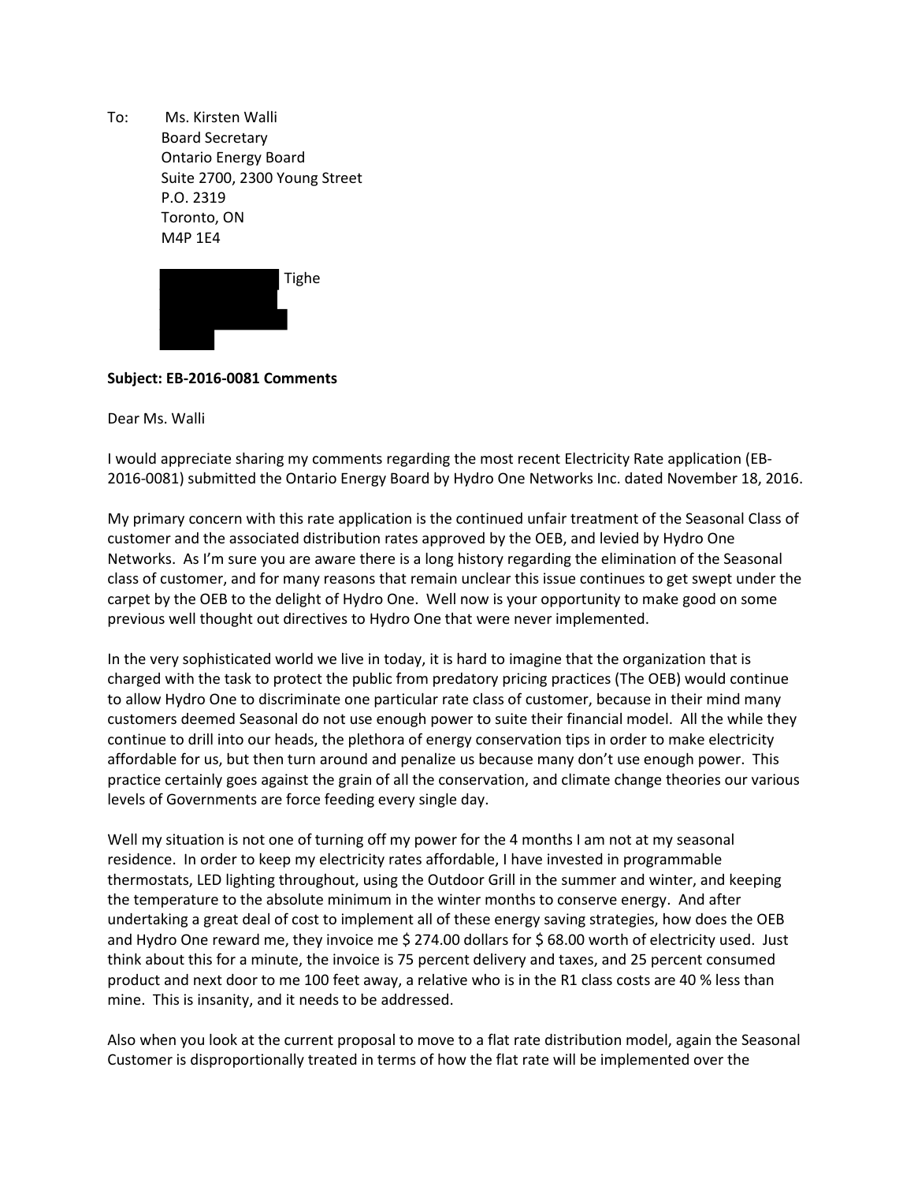To: Ms. Kirsten Walli
Board Secretary
Ontario Energy Board
Suite 2700, 2300 Young Street
P.O. 2319
Toronto, ON
M4P 1E4

Tighe

**Subject: EB-2016-0081 Comments**

Dear Ms. Walli

I would appreciate sharing my comments regarding the most recent Electricity Rate application (EB-2016-0081) submitted the Ontario Energy Board by Hydro One Networks Inc. dated November 18, 2016.

My primary concern with this rate application is the continued unfair treatment of the Seasonal Class of customer and the associated distribution rates approved by the OEB, and levied by Hydro One Networks. As I'm sure you are aware there is a long history regarding the elimination of the Seasonal class of customer, and for many reasons that remain unclear this issue continues to get swept under the carpet by the OEB to the delight of Hydro One. Well now is your opportunity to make good on some previous well thought out directives to Hydro One that were never implemented.

In the very sophisticated world we live in today, it is hard to imagine that the organization that is charged with the task to protect the public from predatory pricing practices (The OEB) would continue to allow Hydro One to discriminate one particular rate class of customer, because in their mind many customers deemed Seasonal do not use enough power to suite their financial model. All the while they continue to drill into our heads, the plethora of energy conservation tips in order to make electricity affordable for us, but then turn around and penalize us because many don't use enough power. This practice certainly goes against the grain of all the conservation, and climate change theories our various levels of Governments are force feeding every single day.

Well my situation is not one of turning off my power for the 4 months I am not at my seasonal residence. In order to keep my electricity rates affordable, I have invested in programmable thermostats, LED lighting throughout, using the Outdoor Grill in the summer and winter, and keeping the temperature to the absolute minimum in the winter months to conserve energy. And after undertaking a great deal of cost to implement all of these energy saving strategies, how does the OEB and Hydro One reward me, they invoice me $ 274.00 dollars for $ 68.00 worth of electricity used. Just think about this for a minute, the invoice is 75 percent delivery and taxes, and 25 percent consumed product and next door to me 100 feet away, a relative who is in the R1 class costs are 40 % less than mine. This is insanity, and it needs to be addressed.

Also when you look at the current proposal to move to a flat rate distribution model, again the Seasonal Customer is disproportionally treated in terms of how the flat rate will be implemented over the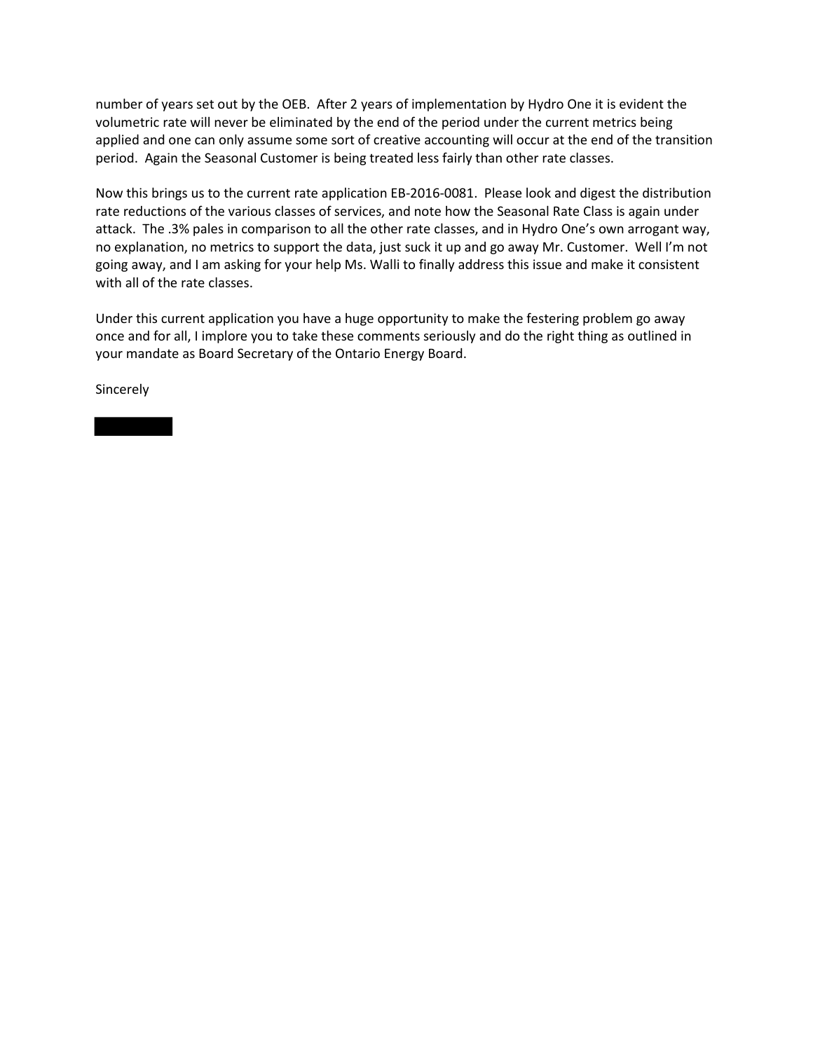number of years set out by the OEB. After 2 years of implementation by Hydro One it is evident the volumetric rate will never be eliminated by the end of the period under the current metrics being applied and one can only assume some sort of creative accounting will occur at the end of the transition period. Again the Seasonal Customer is being treated less fairly than other rate classes.

Now this brings us to the current rate application EB-2016-0081. Please look and digest the distribution rate reductions of the various classes of services, and note how the Seasonal Rate Class is again under attack. The .3% pales in comparison to all the other rate classes, and in Hydro One's own arrogant way, no explanation, no metrics to support the data, just suck it up and go away Mr. Customer. Well I'm not going away, and I am asking for your help Ms. Walli to finally address this issue and make it consistent with all of the rate classes.

Under this current application you have a huge opportunity to make the festering problem go away once and for all, I implore you to take these comments seriously and do the right thing as outlined in your mandate as Board Secretary of the Ontario Energy Board.

Sincerely